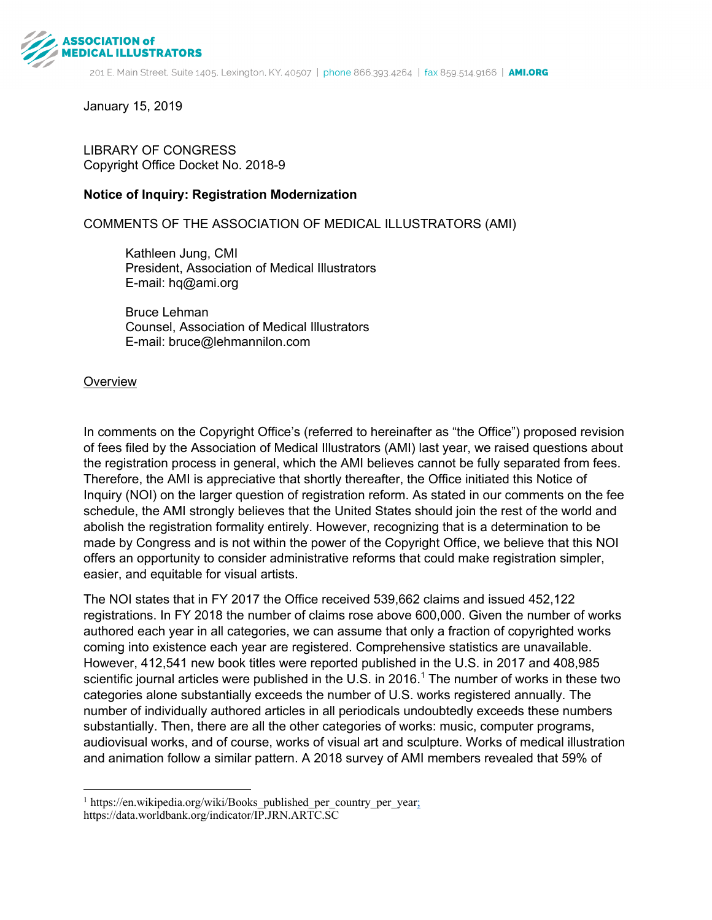**ASSOCIATION of MEDICAL ILLUSTRATORS**

201 E. Main Street, Suite 1405, Lexington, KY, 40507 | phone 866.393.4264 | fax 859.514.9166 | AMI.ORG

January 15, 2019

LIBRARY OF CONGRESS
Copyright Office Docket No. 2018-9

**Notice of Inquiry: Registration Modernization**

COMMENTS OF THE ASSOCIATION OF MEDICAL ILLUSTRATORS (AMI)

> Kathleen Jung, CMI
> President, Association of Medical Illustrators
> E-mail: hq@ami.org
>
> Bruce Lehman
> Counsel, Association of Medical Illustrators
> E-mail: bruce@lehmannilon.com

## Overview

In comments on the Copyright Office's (referred to hereinafter as "the Office") proposed revision of fees filed by the Association of Medical Illustrators (AMI) last year, we raised questions about the registration process in general, which the AMI believes cannot be fully separated from fees. Therefore, the AMI is appreciative that shortly thereafter, the Office initiated this Notice of Inquiry (NOI) on the larger question of registration reform. As stated in our comments on the fee schedule, the AMI strongly believes that the United States should join the rest of the world and abolish the registration formality entirely. However, recognizing that is a determination to be made by Congress and is not within the power of the Copyright Office, we believe that this NOI offers an opportunity to consider administrative reforms that could make registration simpler, easier, and equitable for visual artists.

The NOI states that in FY 2017 the Office received 539,662 claims and issued 452,122 registrations. In FY 2018 the number of claims rose above 600,000. Given the number of works authored each year in all categories, we can assume that only a fraction of copyrighted works coming into existence each year are registered. Comprehensive statistics are unavailable. However, 412,541 new book titles were reported published in the U.S. in 2017 and 408,985 scientific journal articles were published in the U.S. in 2016.[1] The number of works in these two categories alone substantially exceeds the number of U.S. works registered annually. The number of individually authored articles in all periodicals undoubtedly exceeds these numbers substantially. Then, there are all the other categories of works: music, computer programs, audiovisual works, and of course, works of visual art and sculpture. Works of medical illustration and animation follow a similar pattern. A 2018 survey of AMI members revealed that 59% of

---

[1] https://en.wikipedia.org/wiki/Books_published_per_country_per_year;
https://data.worldbank.org/indicator/IP.JRN.ARTC.SC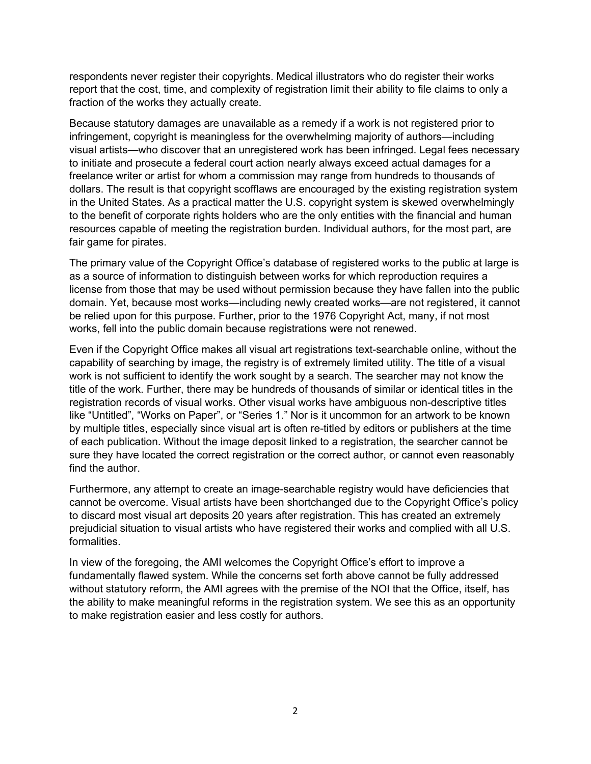respondents never register their copyrights. Medical illustrators who do register their works report that the cost, time, and complexity of registration limit their ability to file claims to only a fraction of the works they actually create.

Because statutory damages are unavailable as a remedy if a work is not registered prior to infringement, copyright is meaningless for the overwhelming majority of authors—including visual artists—who discover that an unregistered work has been infringed. Legal fees necessary to initiate and prosecute a federal court action nearly always exceed actual damages for a freelance writer or artist for whom a commission may range from hundreds to thousands of dollars. The result is that copyright scofflaws are encouraged by the existing registration system in the United States. As a practical matter the U.S. copyright system is skewed overwhelmingly to the benefit of corporate rights holders who are the only entities with the financial and human resources capable of meeting the registration burden. Individual authors, for the most part, are fair game for pirates.

The primary value of the Copyright Office's database of registered works to the public at large is as a source of information to distinguish between works for which reproduction requires a license from those that may be used without permission because they have fallen into the public domain. Yet, because most works—including newly created works—are not registered, it cannot be relied upon for this purpose. Further, prior to the 1976 Copyright Act, many, if not most works, fell into the public domain because registrations were not renewed.

Even if the Copyright Office makes all visual art registrations text-searchable online, without the capability of searching by image, the registry is of extremely limited utility. The title of a visual work is not sufficient to identify the work sought by a search. The searcher may not know the title of the work. Further, there may be hundreds of thousands of similar or identical titles in the registration records of visual works. Other visual works have ambiguous non-descriptive titles like "Untitled", "Works on Paper", or "Series 1." Nor is it uncommon for an artwork to be known by multiple titles, especially since visual art is often re-titled by editors or publishers at the time of each publication. Without the image deposit linked to a registration, the searcher cannot be sure they have located the correct registration or the correct author, or cannot even reasonably find the author.

Furthermore, any attempt to create an image-searchable registry would have deficiencies that cannot be overcome. Visual artists have been shortchanged due to the Copyright Office's policy to discard most visual art deposits 20 years after registration. This has created an extremely prejudicial situation to visual artists who have registered their works and complied with all U.S. formalities.

In view of the foregoing, the AMI welcomes the Copyright Office's effort to improve a fundamentally flawed system. While the concerns set forth above cannot be fully addressed without statutory reform, the AMI agrees with the premise of the NOI that the Office, itself, has the ability to make meaningful reforms in the registration system. We see this as an opportunity to make registration easier and less costly for authors.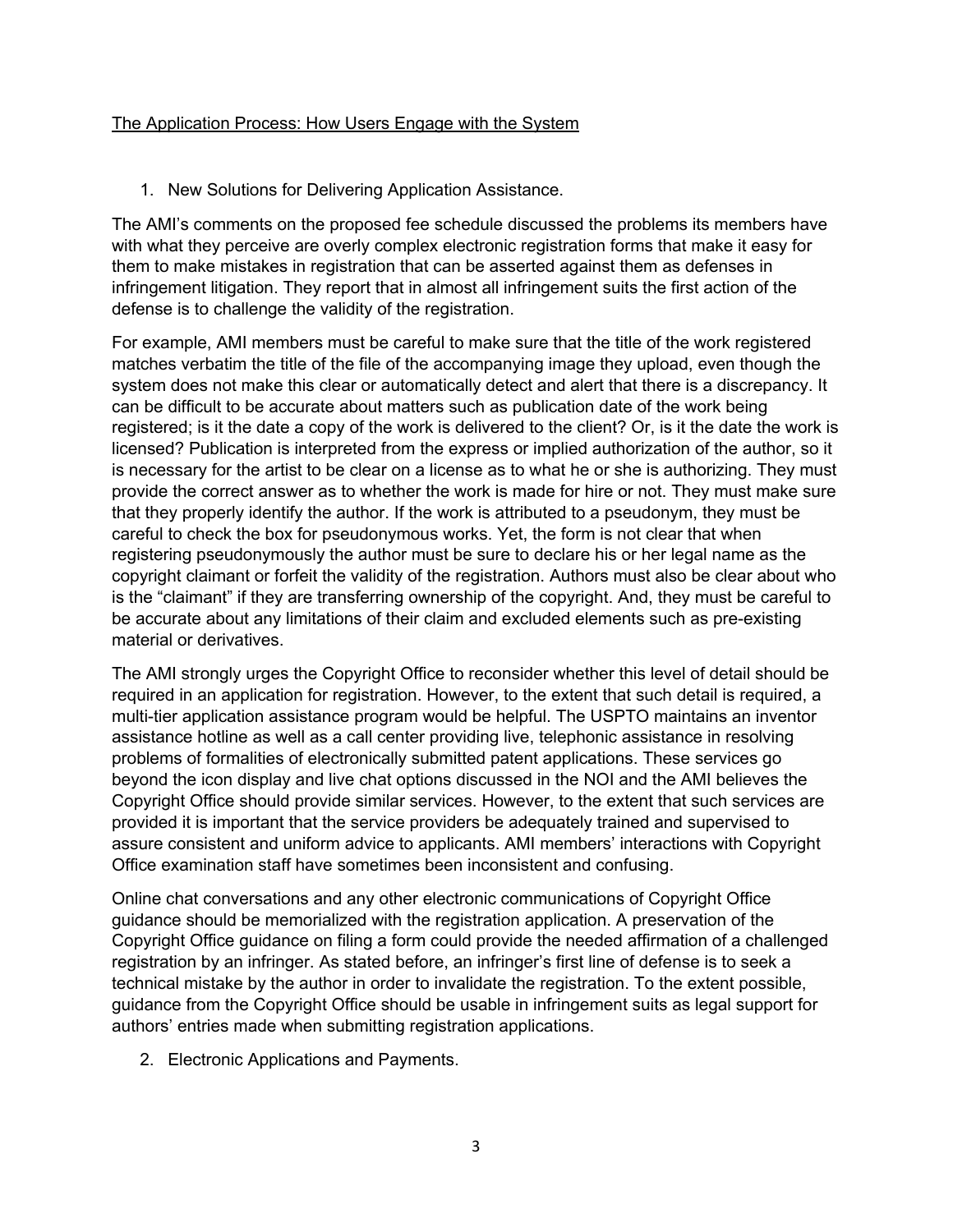## The Application Process: How Users Engage with the System

1. New Solutions for Delivering Application Assistance.

The AMI's comments on the proposed fee schedule discussed the problems its members have with what they perceive are overly complex electronic registration forms that make it easy for them to make mistakes in registration that can be asserted against them as defenses in infringement litigation. They report that in almost all infringement suits the first action of the defense is to challenge the validity of the registration.

For example, AMI members must be careful to make sure that the title of the work registered matches verbatim the title of the file of the accompanying image they upload, even though the system does not make this clear or automatically detect and alert that there is a discrepancy. It can be difficult to be accurate about matters such as publication date of the work being registered; is it the date a copy of the work is delivered to the client? Or, is it the date the work is licensed? Publication is interpreted from the express or implied authorization of the author, so it is necessary for the artist to be clear on a license as to what he or she is authorizing. They must provide the correct answer as to whether the work is made for hire or not. They must make sure that they properly identify the author. If the work is attributed to a pseudonym, they must be careful to check the box for pseudonymous works. Yet, the form is not clear that when registering pseudonymously the author must be sure to declare his or her legal name as the copyright claimant or forfeit the validity of the registration. Authors must also be clear about who is the "claimant" if they are transferring ownership of the copyright. And, they must be careful to be accurate about any limitations of their claim and excluded elements such as pre-existing material or derivatives.

The AMI strongly urges the Copyright Office to reconsider whether this level of detail should be required in an application for registration. However, to the extent that such detail is required, a multi-tier application assistance program would be helpful. The USPTO maintains an inventor assistance hotline as well as a call center providing live, telephonic assistance in resolving problems of formalities of electronically submitted patent applications. These services go beyond the icon display and live chat options discussed in the NOI and the AMI believes the Copyright Office should provide similar services. However, to the extent that such services are provided it is important that the service providers be adequately trained and supervised to assure consistent and uniform advice to applicants. AMI members' interactions with Copyright Office examination staff have sometimes been inconsistent and confusing.

Online chat conversations and any other electronic communications of Copyright Office guidance should be memorialized with the registration application. A preservation of the Copyright Office guidance on filing a form could provide the needed affirmation of a challenged registration by an infringer. As stated before, an infringer's first line of defense is to seek a technical mistake by the author in order to invalidate the registration. To the extent possible, guidance from the Copyright Office should be usable in infringement suits as legal support for authors' entries made when submitting registration applications.

2. Electronic Applications and Payments.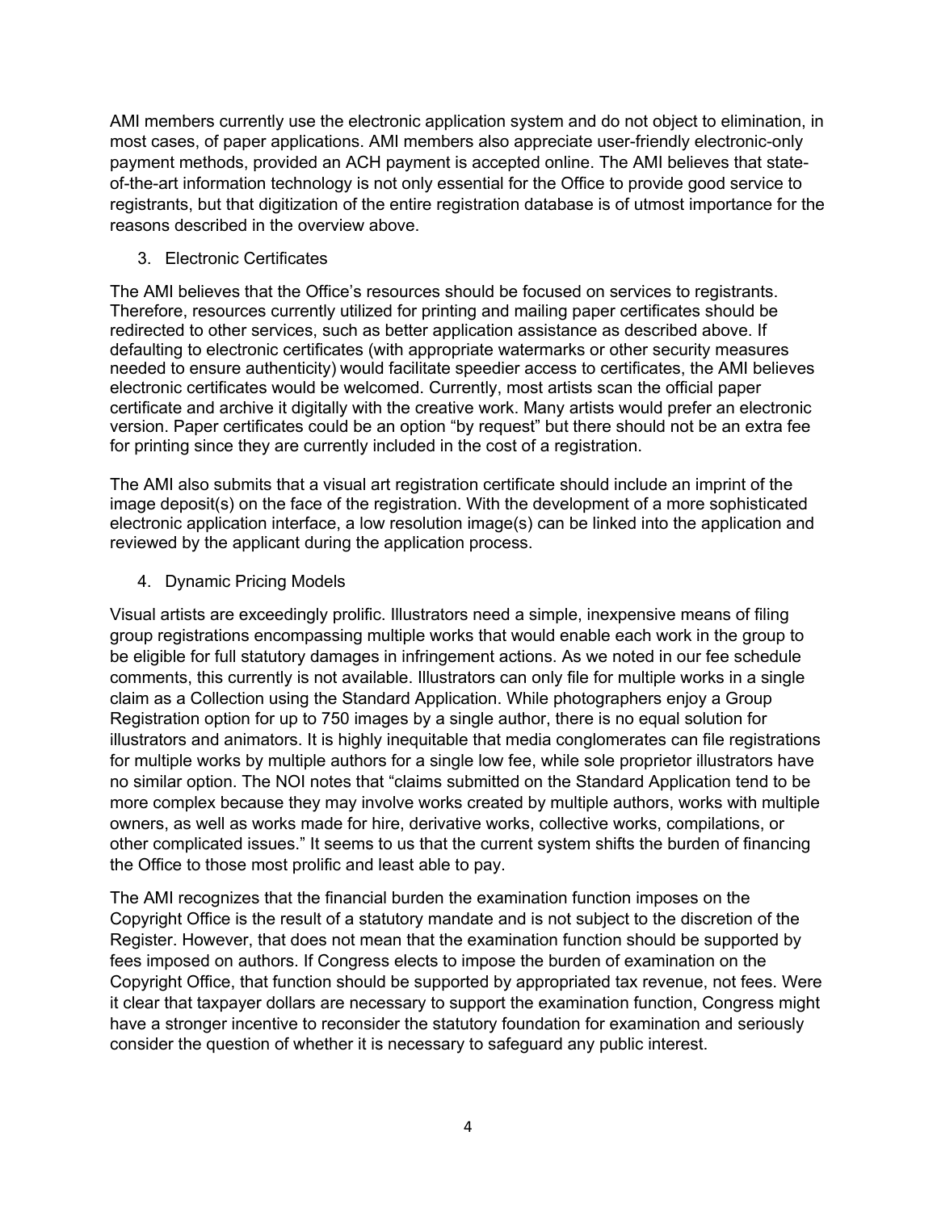AMI members currently use the electronic application system and do not object to elimination, in most cases, of paper applications. AMI members also appreciate user-friendly electronic-only payment methods, provided an ACH payment is accepted online. The AMI believes that state-of-the-art information technology is not only essential for the Office to provide good service to registrants, but that digitization of the entire registration database is of utmost importance for the reasons described in the overview above.

3. Electronic Certificates

The AMI believes that the Office's resources should be focused on services to registrants. Therefore, resources currently utilized for printing and mailing paper certificates should be redirected to other services, such as better application assistance as described above. If defaulting to electronic certificates (with appropriate watermarks or other security measures needed to ensure authenticity) would facilitate speedier access to certificates, the AMI believes electronic certificates would be welcomed. Currently, most artists scan the official paper certificate and archive it digitally with the creative work. Many artists would prefer an electronic version. Paper certificates could be an option "by request" but there should not be an extra fee for printing since they are currently included in the cost of a registration.

The AMI also submits that a visual art registration certificate should include an imprint of the image deposit(s) on the face of the registration. With the development of a more sophisticated electronic application interface, a low resolution image(s) can be linked into the application and reviewed by the applicant during the application process.

4. Dynamic Pricing Models

Visual artists are exceedingly prolific. Illustrators need a simple, inexpensive means of filing group registrations encompassing multiple works that would enable each work in the group to be eligible for full statutory damages in infringement actions. As we noted in our fee schedule comments, this currently is not available. Illustrators can only file for multiple works in a single claim as a Collection using the Standard Application. While photographers enjoy a Group Registration option for up to 750 images by a single author, there is no equal solution for illustrators and animators. It is highly inequitable that media conglomerates can file registrations for multiple works by multiple authors for a single low fee, while sole proprietor illustrators have no similar option. The NOI notes that "claims submitted on the Standard Application tend to be more complex because they may involve works created by multiple authors, works with multiple owners, as well as works made for hire, derivative works, collective works, compilations, or other complicated issues." It seems to us that the current system shifts the burden of financing the Office to those most prolific and least able to pay.

The AMI recognizes that the financial burden the examination function imposes on the Copyright Office is the result of a statutory mandate and is not subject to the discretion of the Register. However, that does not mean that the examination function should be supported by fees imposed on authors. If Congress elects to impose the burden of examination on the Copyright Office, that function should be supported by appropriated tax revenue, not fees. Were it clear that taxpayer dollars are necessary to support the examination function, Congress might have a stronger incentive to reconsider the statutory foundation for examination and seriously consider the question of whether it is necessary to safeguard any public interest.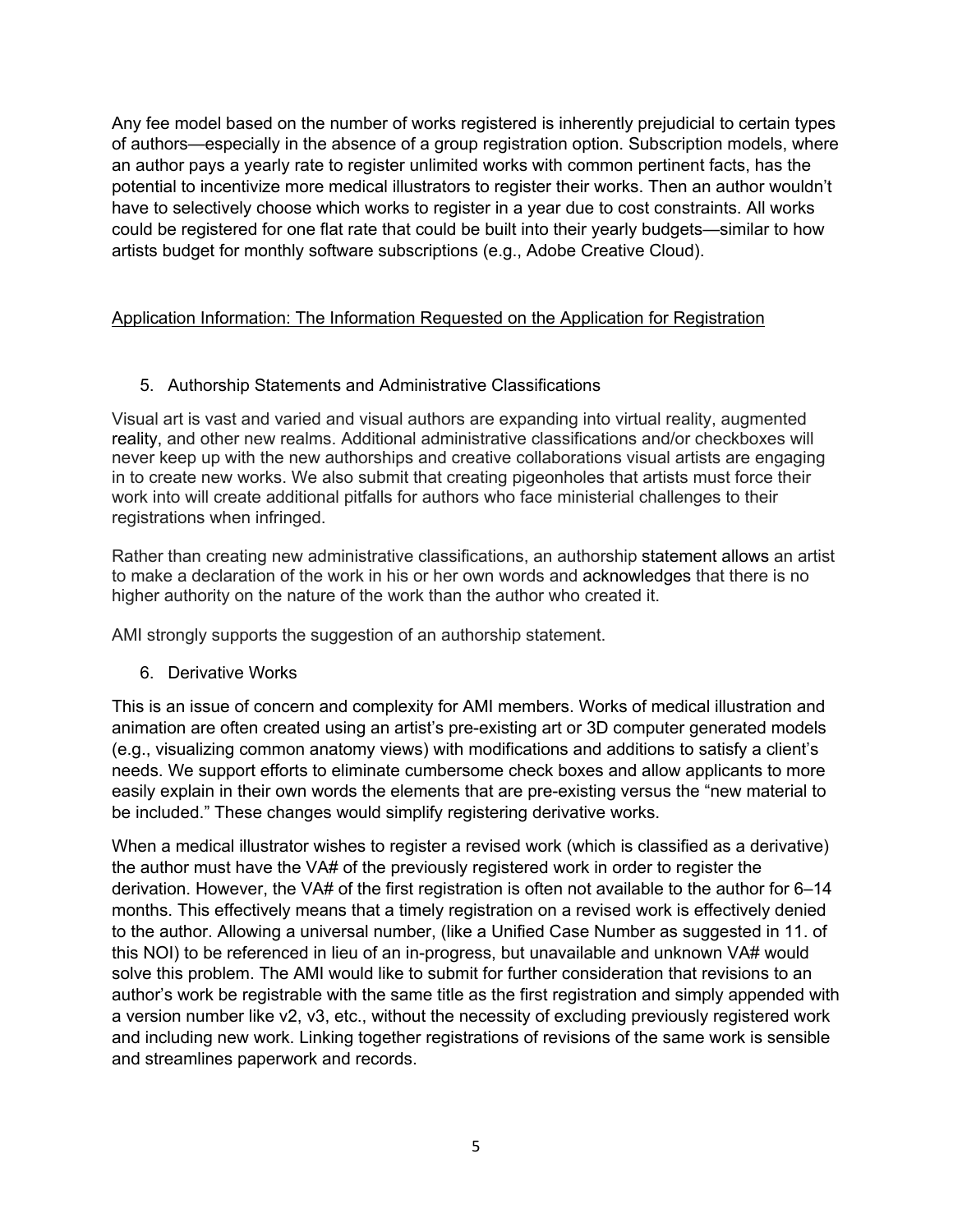Any fee model based on the number of works registered is inherently prejudicial to certain types of authors—especially in the absence of a group registration option. Subscription models, where an author pays a yearly rate to register unlimited works with common pertinent facts, has the potential to incentivize more medical illustrators to register their works. Then an author wouldn't have to selectively choose which works to register in a year due to cost constraints. All works could be registered for one flat rate that could be built into their yearly budgets—similar to how artists budget for monthly software subscriptions (e.g., Adobe Creative Cloud).

<u>Application Information: The Information Requested on the Application for Registration</u>

5. Authorship Statements and Administrative Classifications

Visual art is vast and varied and visual authors are expanding into virtual reality, augmented reality, and other new realms. Additional administrative classifications and/or checkboxes will never keep up with the new authorships and creative collaborations visual artists are engaging in to create new works. We also submit that creating pigeonholes that artists must force their work into will create additional pitfalls for authors who face ministerial challenges to their registrations when infringed.

Rather than creating new administrative classifications, an authorship statement allows an artist to make a declaration of the work in his or her own words and acknowledges that there is no higher authority on the nature of the work than the author who created it.

AMI strongly supports the suggestion of an authorship statement.

6. Derivative Works

This is an issue of concern and complexity for AMI members. Works of medical illustration and animation are often created using an artist's pre-existing art or 3D computer generated models (e.g., visualizing common anatomy views) with modifications and additions to satisfy a client's needs. We support efforts to eliminate cumbersome check boxes and allow applicants to more easily explain in their own words the elements that are pre-existing versus the "new material to be included." These changes would simplify registering derivative works.

When a medical illustrator wishes to register a revised work (which is classified as a derivative) the author must have the VA# of the previously registered work in order to register the derivation. However, the VA# of the first registration is often not available to the author for 6–14 months. This effectively means that a timely registration on a revised work is effectively denied to the author. Allowing a universal number, (like a Unified Case Number as suggested in 11. of this NOI) to be referenced in lieu of an in-progress, but unavailable and unknown VA# would solve this problem. The AMI would like to submit for further consideration that revisions to an author's work be registrable with the same title as the first registration and simply appended with a version number like v2, v3, etc., without the necessity of excluding previously registered work and including new work. Linking together registrations of revisions of the same work is sensible and streamlines paperwork and records.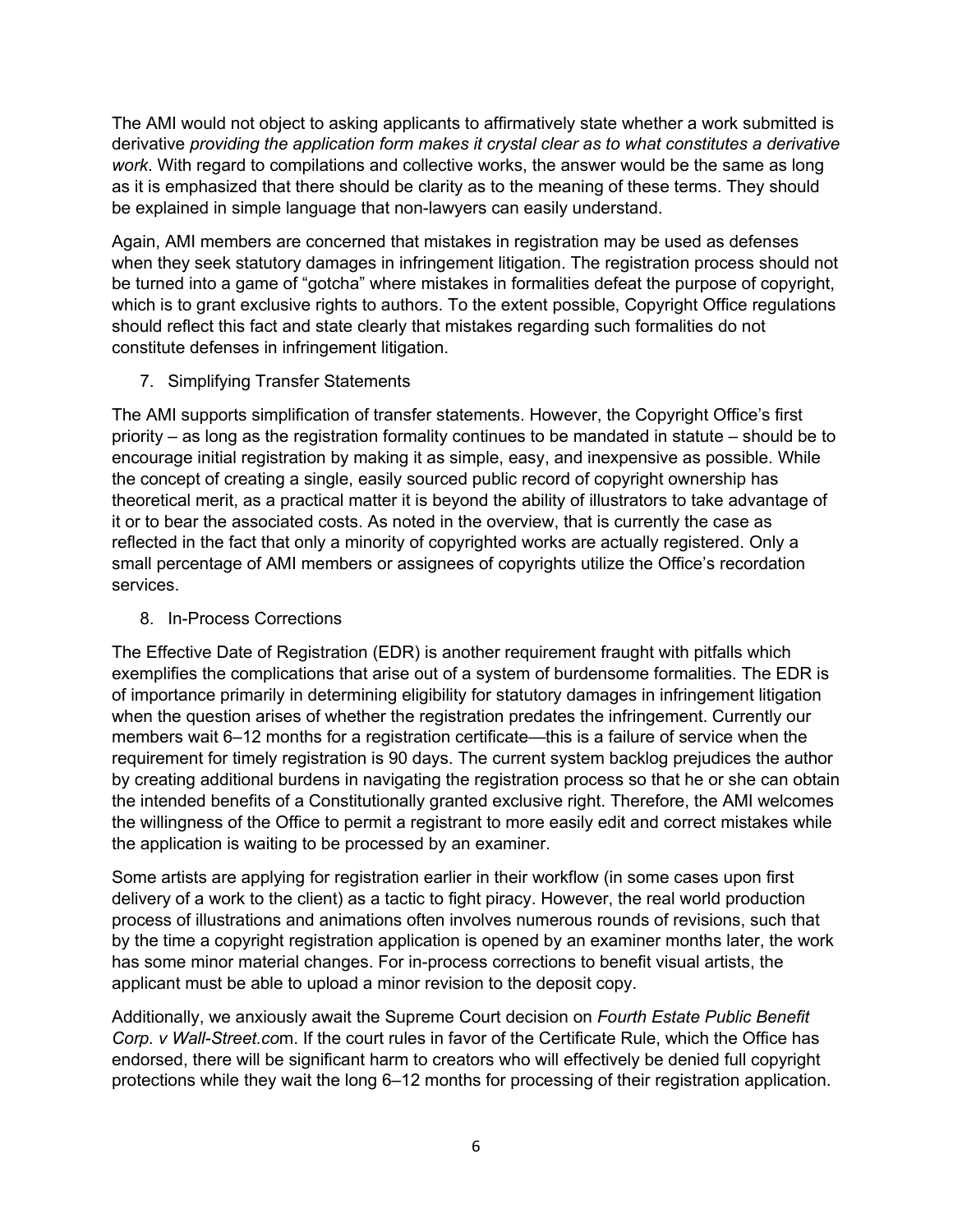The AMI would not object to asking applicants to affirmatively state whether a work submitted is derivative *providing the application form makes it crystal clear as to what constitutes a derivative work*. With regard to compilations and collective works, the answer would be the same as long as it is emphasized that there should be clarity as to the meaning of these terms. They should be explained in simple language that non-lawyers can easily understand.

Again, AMI members are concerned that mistakes in registration may be used as defenses when they seek statutory damages in infringement litigation. The registration process should not be turned into a game of "gotcha" where mistakes in formalities defeat the purpose of copyright, which is to grant exclusive rights to authors. To the extent possible, Copyright Office regulations should reflect this fact and state clearly that mistakes regarding such formalities do not constitute defenses in infringement litigation.

7. Simplifying Transfer Statements

The AMI supports simplification of transfer statements. However, the Copyright Office's first priority – as long as the registration formality continues to be mandated in statute – should be to encourage initial registration by making it as simple, easy, and inexpensive as possible. While the concept of creating a single, easily sourced public record of copyright ownership has theoretical merit, as a practical matter it is beyond the ability of illustrators to take advantage of it or to bear the associated costs. As noted in the overview, that is currently the case as reflected in the fact that only a minority of copyrighted works are actually registered. Only a small percentage of AMI members or assignees of copyrights utilize the Office's recordation services.

8. In-Process Corrections

The Effective Date of Registration (EDR) is another requirement fraught with pitfalls which exemplifies the complications that arise out of a system of burdensome formalities. The EDR is of importance primarily in determining eligibility for statutory damages in infringement litigation when the question arises of whether the registration predates the infringement. Currently our members wait 6–12 months for a registration certificate—this is a failure of service when the requirement for timely registration is 90 days. The current system backlog prejudices the author by creating additional burdens in navigating the registration process so that he or she can obtain the intended benefits of a Constitutionally granted exclusive right. Therefore, the AMI welcomes the willingness of the Office to permit a registrant to more easily edit and correct mistakes while the application is waiting to be processed by an examiner.

Some artists are applying for registration earlier in their workflow (in some cases upon first delivery of a work to the client) as a tactic to fight piracy. However, the real world production process of illustrations and animations often involves numerous rounds of revisions, such that by the time a copyright registration application is opened by an examiner months later, the work has some minor material changes. For in-process corrections to benefit visual artists, the applicant must be able to upload a minor revision to the deposit copy.

Additionally, we anxiously await the Supreme Court decision on *Fourth Estate Public Benefit Corp. v Wall-Street.co*m. If the court rules in favor of the Certificate Rule, which the Office has endorsed, there will be significant harm to creators who will effectively be denied full copyright protections while they wait the long 6–12 months for processing of their registration application.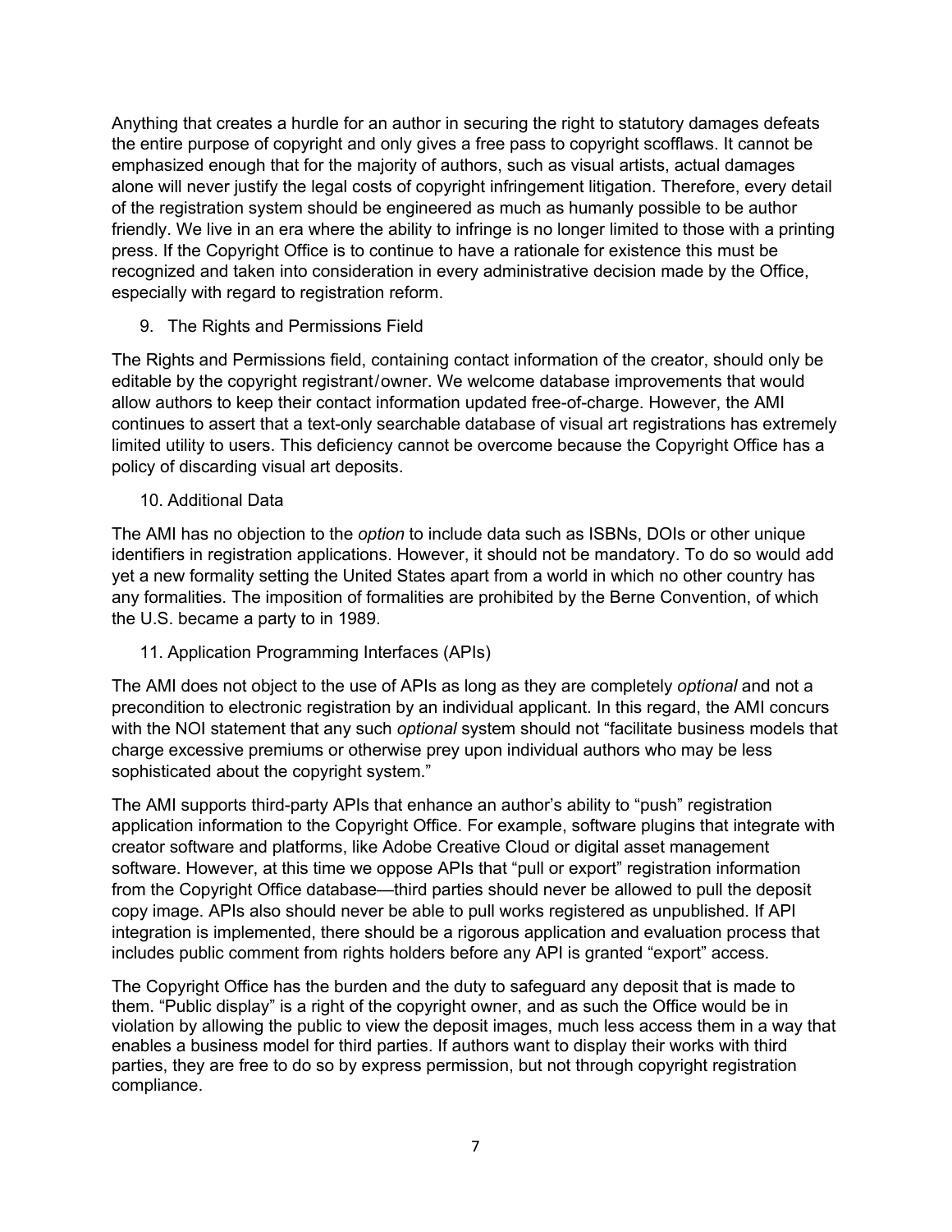Anything that creates a hurdle for an author in securing the right to statutory damages defeats the entire purpose of copyright and only gives a free pass to copyright scofflaws. It cannot be emphasized enough that for the majority of authors, such as visual artists, actual damages alone will never justify the legal costs of copyright infringement litigation. Therefore, every detail of the registration system should be engineered as much as humanly possible to be author friendly. We live in an era where the ability to infringe is no longer limited to those with a printing press. If the Copyright Office is to continue to have a rationale for existence this must be recognized and taken into consideration in every administrative decision made by the Office, especially with regard to registration reform.

9. The Rights and Permissions Field

The Rights and Permissions field, containing contact information of the creator, should only be editable by the copyright registrant/owner. We welcome database improvements that would allow authors to keep their contact information updated free-of-charge. However, the AMI continues to assert that a text-only searchable database of visual art registrations has extremely limited utility to users. This deficiency cannot be overcome because the Copyright Office has a policy of discarding visual art deposits.

10. Additional Data

The AMI has no objection to the *option* to include data such as ISBNs, DOIs or other unique identifiers in registration applications. However, it should not be mandatory. To do so would add yet a new formality setting the United States apart from a world in which no other country has any formalities. The imposition of formalities are prohibited by the Berne Convention, of which the U.S. became a party to in 1989.

11. Application Programming Interfaces (APIs)

The AMI does not object to the use of APIs as long as they are completely *optional* and not a precondition to electronic registration by an individual applicant. In this regard, the AMI concurs with the NOI statement that any such *optional* system should not "facilitate business models that charge excessive premiums or otherwise prey upon individual authors who may be less sophisticated about the copyright system."

The AMI supports third-party APIs that enhance an author's ability to "push" registration application information to the Copyright Office. For example, software plugins that integrate with creator software and platforms, like Adobe Creative Cloud or digital asset management software. However, at this time we oppose APIs that "pull or export" registration information from the Copyright Office database—third parties should never be allowed to pull the deposit copy image. APIs also should never be able to pull works registered as unpublished. If API integration is implemented, there should be a rigorous application and evaluation process that includes public comment from rights holders before any API is granted "export" access.

The Copyright Office has the burden and the duty to safeguard any deposit that is made to them. "Public display" is a right of the copyright owner, and as such the Office would be in violation by allowing the public to view the deposit images, much less access them in a way that enables a business model for third parties. If authors want to display their works with third parties, they are free to do so by express permission, but not through copyright registration compliance.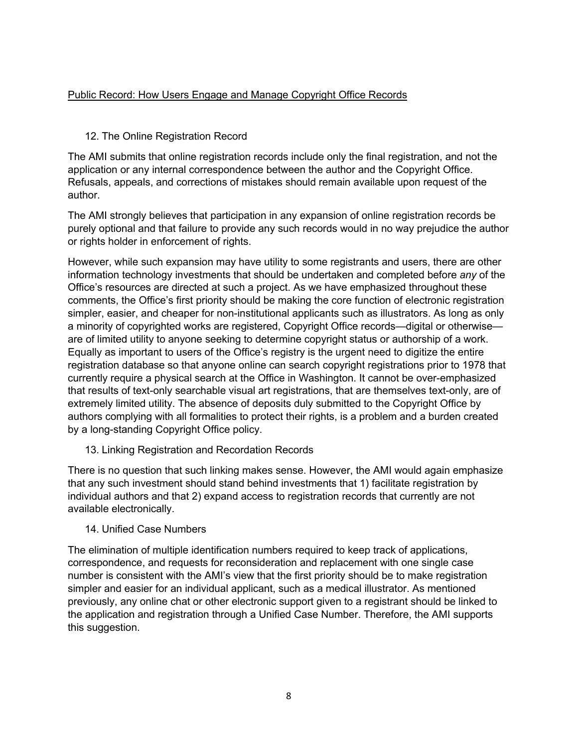<u>Public Record: How Users Engage and Manage Copyright Office Records</u>

### 12. The Online Registration Record

The AMI submits that online registration records include only the final registration, and not the application or any internal correspondence between the author and the Copyright Office. Refusals, appeals, and corrections of mistakes should remain available upon request of the author.

The AMI strongly believes that participation in any expansion of online registration records be purely optional and that failure to provide any such records would in no way prejudice the author or rights holder in enforcement of rights.

However, while such expansion may have utility to some registrants and users, there are other information technology investments that should be undertaken and completed before *any* of the Office's resources are directed at such a project. As we have emphasized throughout these comments, the Office's first priority should be making the core function of electronic registration simpler, easier, and cheaper for non-institutional applicants such as illustrators. As long as only a minority of copyrighted works are registered, Copyright Office records—digital or otherwise—are of limited utility to anyone seeking to determine copyright status or authorship of a work. Equally as important to users of the Office's registry is the urgent need to digitize the entire registration database so that anyone online can search copyright registrations prior to 1978 that currently require a physical search at the Office in Washington. It cannot be over-emphasized that results of text-only searchable visual art registrations, that are themselves text-only, are of extremely limited utility. The absence of deposits duly submitted to the Copyright Office by authors complying with all formalities to protect their rights, is a problem and a burden created by a long-standing Copyright Office policy.

### 13. Linking Registration and Recordation Records

There is no question that such linking makes sense. However, the AMI would again emphasize that any such investment should stand behind investments that 1) facilitate registration by individual authors and that 2) expand access to registration records that currently are not available electronically.

### 14. Unified Case Numbers

The elimination of multiple identification numbers required to keep track of applications, correspondence, and requests for reconsideration and replacement with one single case number is consistent with the AMI's view that the first priority should be to make registration simpler and easier for an individual applicant, such as a medical illustrator. As mentioned previously, any online chat or other electronic support given to a registrant should be linked to the application and registration through a Unified Case Number. Therefore, the AMI supports this suggestion.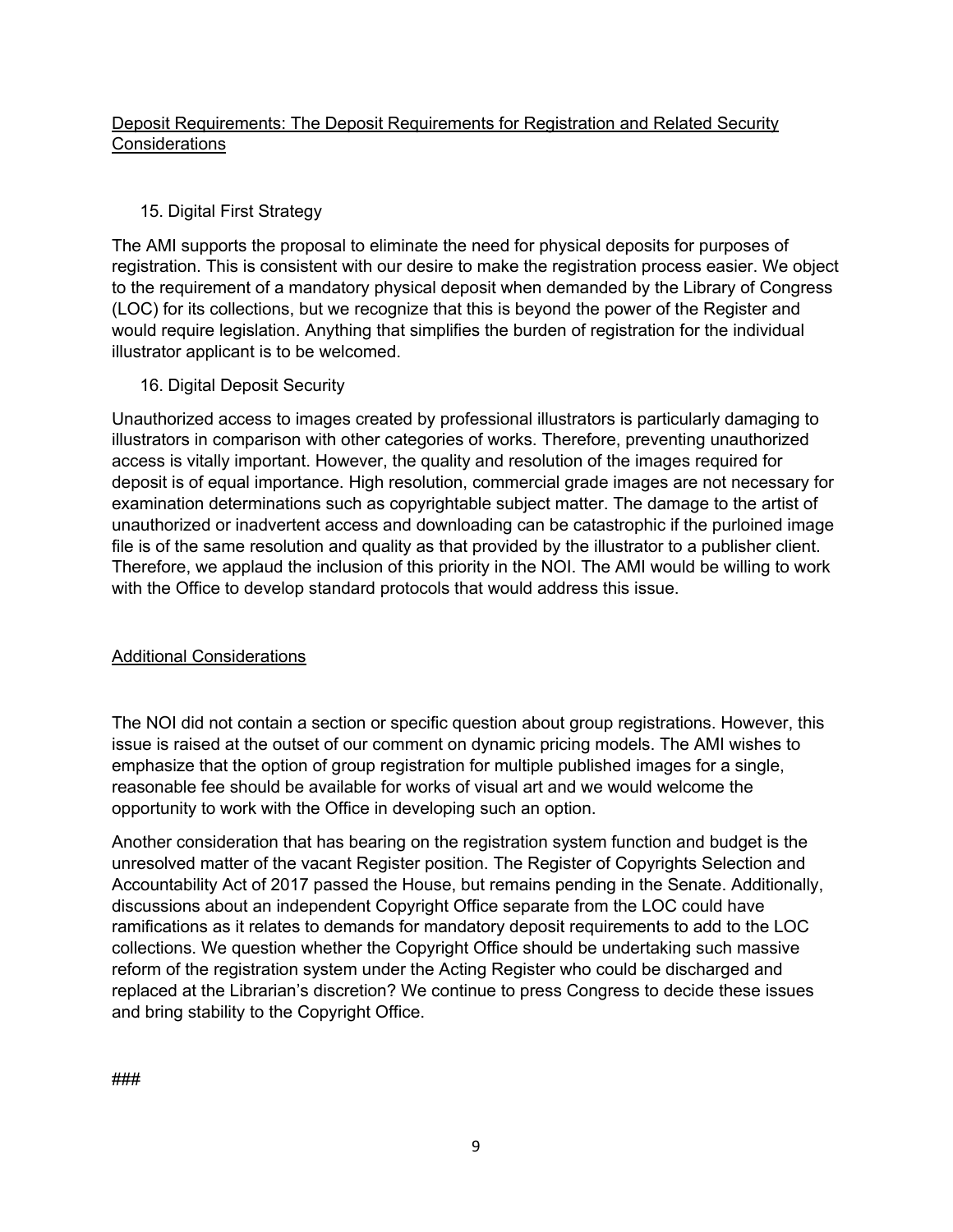Deposit Requirements: The Deposit Requirements for Registration and Related Security Considerations

15. Digital First Strategy

The AMI supports the proposal to eliminate the need for physical deposits for purposes of registration. This is consistent with our desire to make the registration process easier. We object to the requirement of a mandatory physical deposit when demanded by the Library of Congress (LOC) for its collections, but we recognize that this is beyond the power of the Register and would require legislation. Anything that simplifies the burden of registration for the individual illustrator applicant is to be welcomed.

16. Digital Deposit Security

Unauthorized access to images created by professional illustrators is particularly damaging to illustrators in comparison with other categories of works. Therefore, preventing unauthorized access is vitally important. However, the quality and resolution of the images required for deposit is of equal importance. High resolution, commercial grade images are not necessary for examination determinations such as copyrightable subject matter. The damage to the artist of unauthorized or inadvertent access and downloading can be catastrophic if the purloined image file is of the same resolution and quality as that provided by the illustrator to a publisher client. Therefore, we applaud the inclusion of this priority in the NOI. The AMI would be willing to work with the Office to develop standard protocols that would address this issue.

Additional Considerations

The NOI did not contain a section or specific question about group registrations. However, this issue is raised at the outset of our comment on dynamic pricing models. The AMI wishes to emphasize that the option of group registration for multiple published images for a single, reasonable fee should be available for works of visual art and we would welcome the opportunity to work with the Office in developing such an option.

Another consideration that has bearing on the registration system function and budget is the unresolved matter of the vacant Register position. The Register of Copyrights Selection and Accountability Act of 2017 passed the House, but remains pending in the Senate. Additionally, discussions about an independent Copyright Office separate from the LOC could have ramifications as it relates to demands for mandatory deposit requirements to add to the LOC collections. We question whether the Copyright Office should be undertaking such massive reform of the registration system under the Acting Register who could be discharged and replaced at the Librarian's discretion? We continue to press Congress to decide these issues and bring stability to the Copyright Office.

###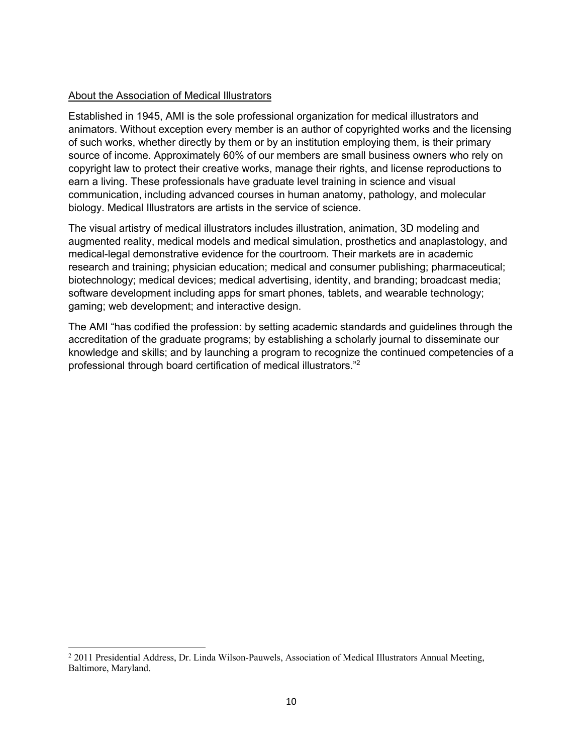About the Association of Medical Illustrators

Established in 1945, AMI is the sole professional organization for medical illustrators and animators. Without exception every member is an author of copyrighted works and the licensing of such works, whether directly by them or by an institution employing them, is their primary source of income. Approximately 60% of our members are small business owners who rely on copyright law to protect their creative works, manage their rights, and license reproductions to earn a living. These professionals have graduate level training in science and visual communication, including advanced courses in human anatomy, pathology, and molecular biology. Medical Illustrators are artists in the service of science.

The visual artistry of medical illustrators includes illustration, animation, 3D modeling and augmented reality, medical models and medical simulation, prosthetics and anaplastology, and medical-legal demonstrative evidence for the courtroom. Their markets are in academic research and training; physician education; medical and consumer publishing; pharmaceutical; biotechnology; medical devices; medical advertising, identity, and branding; broadcast media; software development including apps for smart phones, tablets, and wearable technology; gaming; web development; and interactive design.

The AMI "has codified the profession: by setting academic standards and guidelines through the accreditation of the graduate programs; by establishing a scholarly journal to disseminate our knowledge and skills; and by launching a program to recognize the continued competencies of a professional through board certification of medical illustrators."[2]

[2] 2011 Presidential Address, Dr. Linda Wilson-Pauwels, Association of Medical Illustrators Annual Meeting, Baltimore, Maryland.